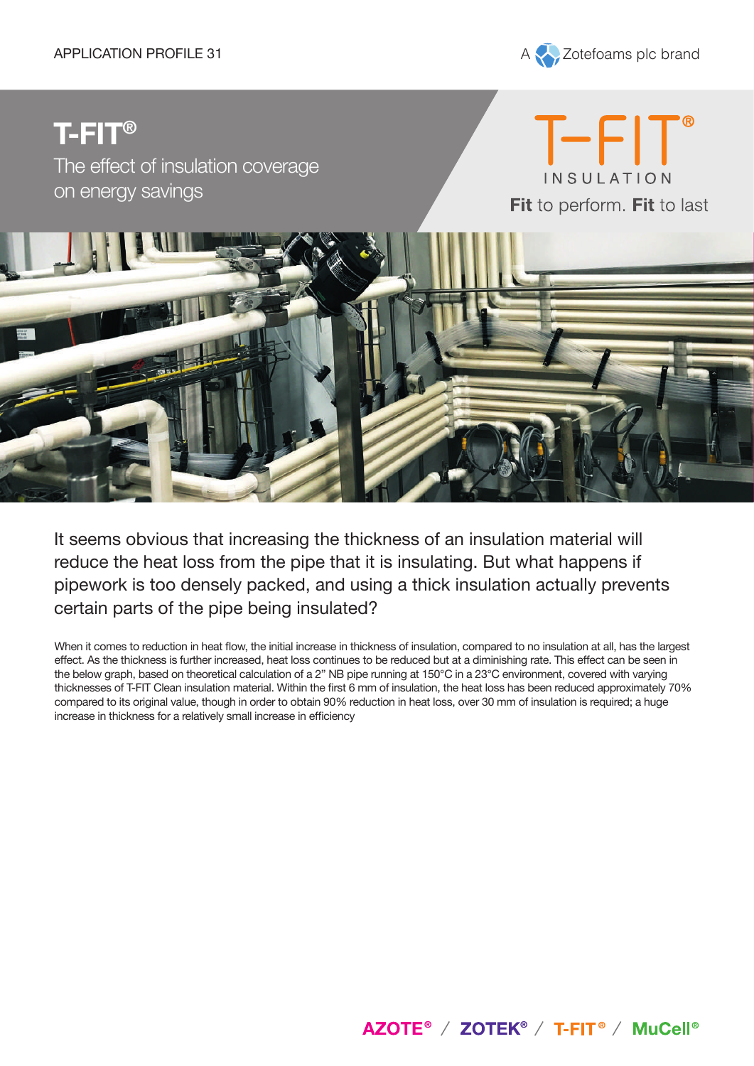APPLICATION PROFILE 31

A Zotefoams plc brand

# T-FIT®

## The effect of insulation coverage on energy savings

T-FIT® INSULATION

**Fit** to perform. **Fit** to last

It seems obvious that increasing the thickness of an insulation material will reduce the heat loss from the pipe that it is insulating. But what happens if pipework is too densely packed, and using a thick insulation actually prevents certain parts of the pipe being insulated?

When it comes to reduction in heat flow, the initial increase in thickness of insulation, compared to no insulation at all, has the largest effect. As the thickness is further increased, heat loss continues to be reduced but at a diminishing rate. This effect can be seen in the below graph, based on theoretical calculation of a 2" NB pipe running at 150°C in a 23°C environment, covered with varying thicknesses of T-FIT Clean insulation material. Within the first 6 mm of insulation, the heat loss has been reduced approximately 70% compared to its original value, though in order to obtain 90% reduction in heat loss, over 30 mm of insulation is required; a huge increase in thickness for a relatively small increase in efficiency

AZOTE® / ZOTEK® / T-FIT® / MuCell®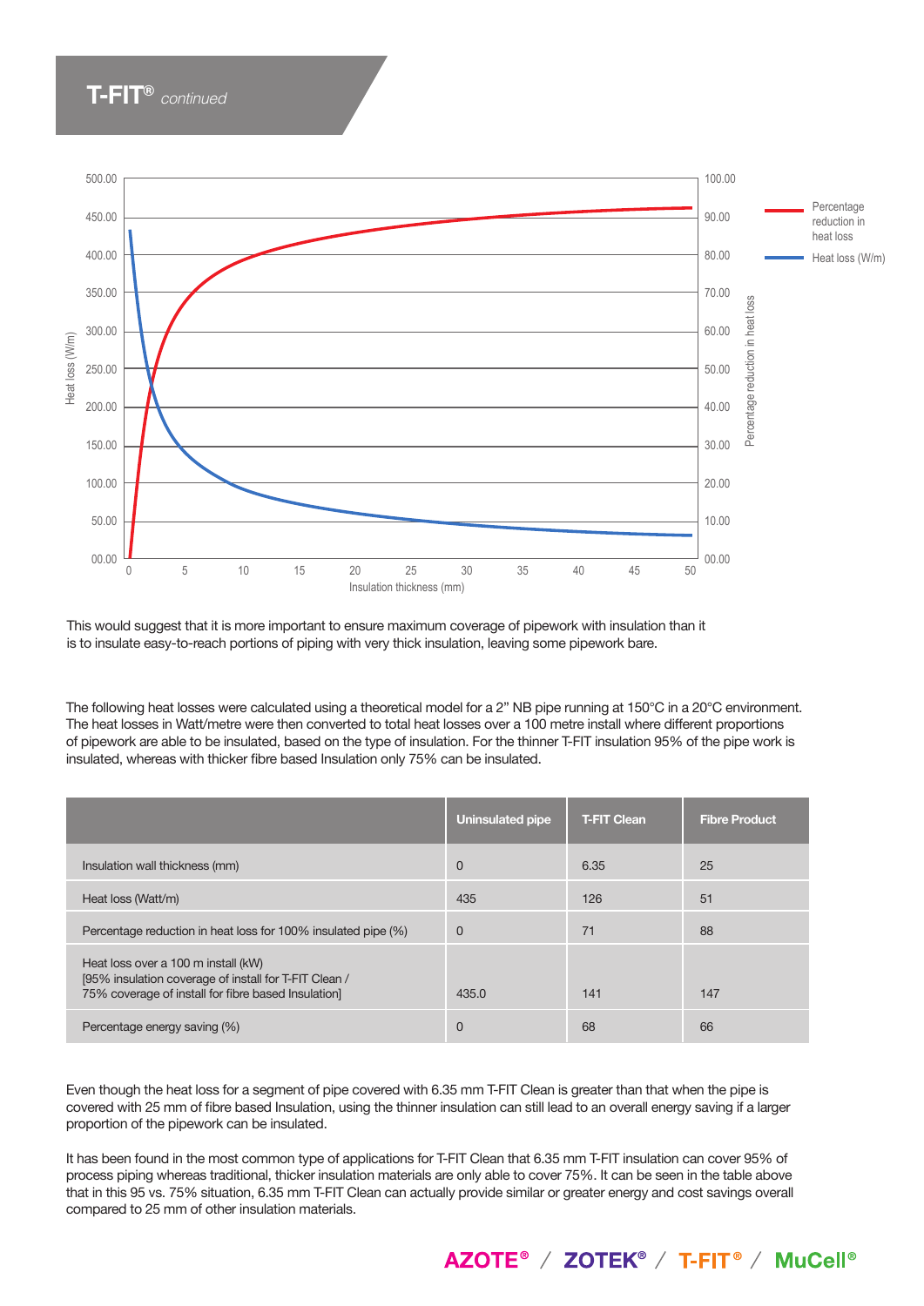## T-FIT® *continued*

This would suggest that it is more important to ensure maximum coverage of pipework with insulation than it is to insulate easy-to-reach portions of piping with very thick insulation, leaving some pipework bare.

The following heat losses were calculated using a theoretical model for a 2" NB pipe running at 150°C in a 20°C environment. The heat losses in Watt/metre were then converted to total heat losses over a 100 metre install where different proportions of pipework are able to be insulated, based on the type of insulation. For the thinner T-FIT insulation 95% of the pipe work is insulated, whereas with thicker fibre based Insulation only 75% can be insulated.

| | Uninsulated pipe | T-FIT Clean | Fibre Product |
|---|---|---|---|
| Insulation wall thickness (mm) | 0 | 6.35 | 25 |
| Heat loss (Watt/m) | 435 | 126 | 51 |
| Percentage reduction in heat loss for 100% insulated pipe (%) | 0 | 71 | 88 |
| Heat loss over a 100 m install (kW) [95% insulation coverage of install for T-FIT Clean / 75% coverage of install for fibre based Insulation] | 435.0 | 141 | 147 |
| Percentage energy saving (%) | 0 | 68 | 66 |

Even though the heat loss for a segment of pipe covered with 6.35 mm T-FIT Clean is greater than that when the pipe is covered with 25 mm of fibre based Insulation, using the thinner insulation can still lead to an overall energy saving if a larger proportion of the pipework can be insulated.

It has been found in the most common type of applications for T-FIT Clean that 6.35 mm T-FIT insulation can cover 95% of process piping whereas traditional, thicker insulation materials are only able to cover 75%. It can be seen in the table above that in this 95 vs. 75% situation, 6.35 mm T-FIT Clean can actually provide similar or greater energy and cost savings overall compared to 25 mm of other insulation materials.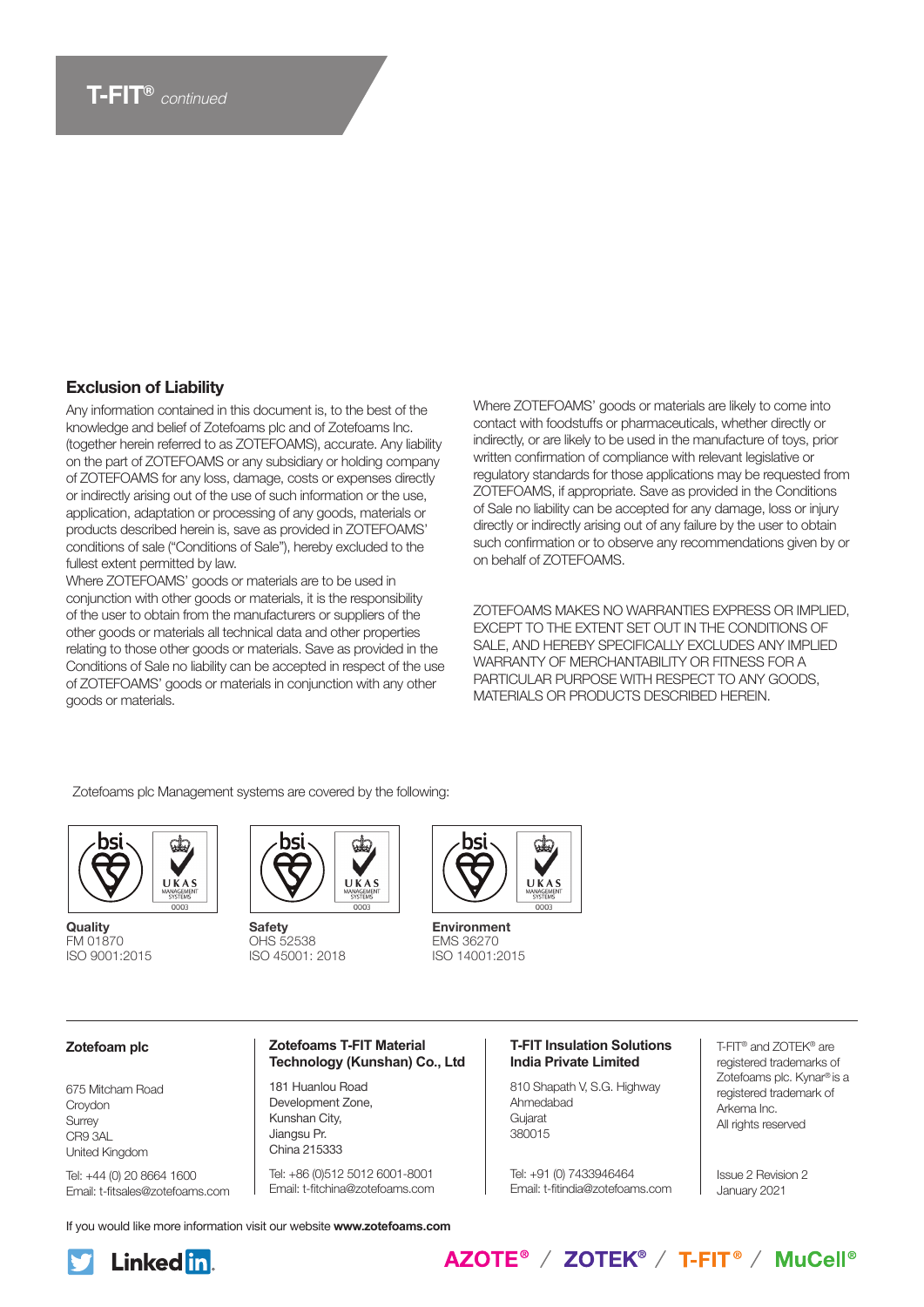## T-FIT® *continued*

### Exclusion of Liability

Any information contained in this document is, to the best of the knowledge and belief of Zotefoams plc and of Zotefoams Inc. (together herein referred to as ZOTEFOAMS), accurate. Any liability on the part of ZOTEFOAMS or any subsidiary or holding company of ZOTEFOAMS for any loss, damage, costs or expenses directly or indirectly arising out of the use of such information or the use, application, adaptation or processing of any goods, materials or products described herein is, save as provided in ZOTEFOAMS' conditions of sale ("Conditions of Sale"), hereby excluded to the fullest extent permitted by law.

Where ZOTEFOAMS' goods or materials are to be used in conjunction with other goods or materials, it is the responsibility of the user to obtain from the manufacturers or suppliers of the other goods or materials all technical data and other properties relating to those other goods or materials. Save as provided in the Conditions of Sale no liability can be accepted in respect of the use of ZOTEFOAMS' goods or materials in conjunction with any other goods or materials.

Where ZOTEFOAMS' goods or materials are likely to come into contact with foodstuffs or pharmaceuticals, whether directly or indirectly, or are likely to be used in the manufacture of toys, prior written confirmation of compliance with relevant legislative or regulatory standards for those applications may be requested from ZOTEFOAMS, if appropriate. Save as provided in the Conditions of Sale no liability can be accepted for any damage, loss or injury directly or indirectly arising out of any failure by the user to obtain such confirmation or to observe any recommendations given by or on behalf of ZOTEFOAMS.

ZOTEFOAMS MAKES NO WARRANTIES EXPRESS OR IMPLIED, EXCEPT TO THE EXTENT SET OUT IN THE CONDITIONS OF SALE, AND HEREBY SPECIFICALLY EXCLUDES ANY IMPLIED WARRANTY OF MERCHANTABILITY OR FITNESS FOR A PARTICULAR PURPOSE WITH RESPECT TO ANY GOODS, MATERIALS OR PRODUCTS DESCRIBED HEREIN.

Zotefoams plc Management systems are covered by the following:

**Quality**
FM 01870
ISO 9001:2015

**Safety**
OHS 52538
ISO 45001: 2018

**Environment**
EMS 36270
ISO 14001:2015

**Zotefoam plc**

675 Mitcham Road
Croydon
Surrey
CR9 3AL
United Kingdom

Tel: +44 (0) 20 8664 1600
Email: t-fitsales@zotefoams.com

**Zotefoams T-FIT Material Technology (Kunshan) Co., Ltd**

181 Huanlou Road
Development Zone,
Kunshan City,
Jiangsu Pr.
China 215333

Tel: +86 (0)512 5012 6001-8001
Email: t-fitchina@zotefoams.com

**T-FIT Insulation Solutions India Private Limited**

810 Shapath V, S.G. Highway
Ahmedabad
Gujarat
380015

Tel: +91 (0) 7433946464
Email: t-fitindia@zotefoams.com

T-FIT® and ZOTEK® are registered trademarks of Zotefoams plc. Kynar® is a registered trademark of Arkema Inc.
All rights reserved

Issue 2 Revision 2
January 2021

If you would like more information visit our website **www.zotefoams.com**

AZOTE® / ZOTEK® / T-FIT® / MuCell®